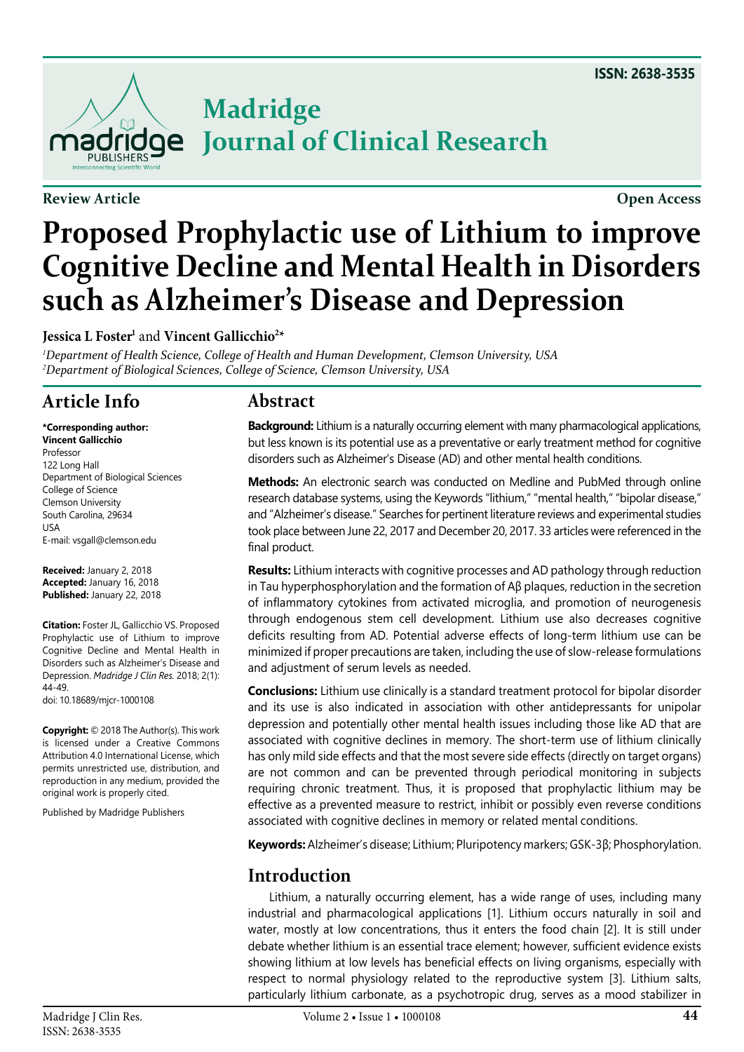Review Article

Open Access

# Proposed Prophylactic use of Lithium to improve Cognitive Decline and Mental Health in Disorders such as Alzheimer's Disease and Depression

**Jessica L Foster**[1] and **Vincent Gallicchio**[2*]

[1]*Department of Health Science, College of Health and Human Development, Clemson University, USA*
[2]*Department of Biological Sciences, College of Science, Clemson University, USA*

## Article Info

**\*Corresponding author:**
**Vincent Gallicchio**
Professor
122 Long Hall
Department of Biological Sciences
College of Science
Clemson University
South Carolina, 29634
USA
E-mail: vsgall@clemson.edu

**Received:** January 2, 2018
**Accepted:** January 16, 2018
**Published:** January 22, 2018

**Citation:** Foster JL, Gallicchio VS. Proposed Prophylactic use of Lithium to improve Cognitive Decline and Mental Health in Disorders such as Alzheimer's Disease and Depression. *Madridge J Clin Res.* 2018; 2(1): 44-49.
doi: 10.18689/mjcr-1000108

**Copyright:** © 2018 The Author(s). This work is licensed under a Creative Commons Attribution 4.0 International License, which permits unrestricted use, distribution, and reproduction in any medium, provided the original work is properly cited.

Published by Madridge Publishers

## Abstract

**Background:** Lithium is a naturally occurring element with many pharmacological applications, but less known is its potential use as a preventative or early treatment method for cognitive disorders such as Alzheimer's Disease (AD) and other mental health conditions.

**Methods:** An electronic search was conducted on Medline and PubMed through online research database systems, using the Keywords "lithium," "mental health," "bipolar disease," and "Alzheimer's disease." Searches for pertinent literature reviews and experimental studies took place between June 22, 2017 and December 20, 2017. 33 articles were referenced in the final product.

**Results:** Lithium interacts with cognitive processes and AD pathology through reduction in Tau hyperphosphorylation and the formation of Aβ plaques, reduction in the secretion of inflammatory cytokines from activated microglia, and promotion of neurogenesis through endogenous stem cell development. Lithium use also decreases cognitive deficits resulting from AD. Potential adverse effects of long-term lithium use can be minimized if proper precautions are taken, including the use of slow-release formulations and adjustment of serum levels as needed.

**Conclusions:** Lithium use clinically is a standard treatment protocol for bipolar disorder and its use is also indicated in association with other antidepressants for unipolar depression and potentially other mental health issues including those like AD that are associated with cognitive declines in memory. The short-term use of lithium clinically has only mild side effects and that the most severe side effects (directly on target organs) are not common and can be prevented through periodical monitoring in subjects requiring chronic treatment. Thus, it is proposed that prophylactic lithium may be effective as a prevented measure to restrict, inhibit or possibly even reverse conditions associated with cognitive declines in memory or related mental conditions.

**Keywords:** Alzheimer's disease; Lithium; Pluripotency markers; GSK-3β; Phosphorylation.

## Introduction

Lithium, a naturally occurring element, has a wide range of uses, including many industrial and pharmacological applications [1]. Lithium occurs naturally in soil and water, mostly at low concentrations, thus it enters the food chain [2]. It is still under debate whether lithium is an essential trace element; however, sufficient evidence exists showing lithium at low levels has beneficial effects on living organisms, especially with respect to normal physiology related to the reproductive system [3]. Lithium salts, particularly lithium carbonate, as a psychotropic drug, serves as a mood stabilizer in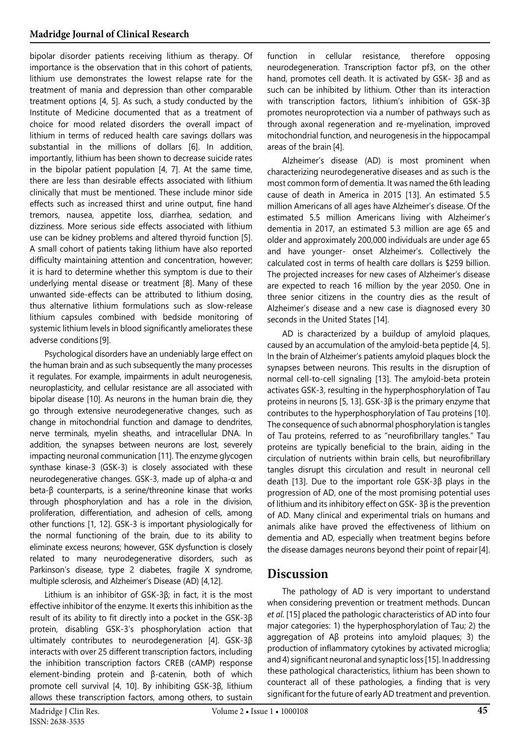bipolar disorder patients receiving lithium as therapy. Of importance is the observation that in this cohort of patients, lithium use demonstrates the lowest relapse rate for the treatment of mania and depression than other comparable treatment options [4, 5]. As such, a study conducted by the Institute of Medicine documented that as a treatment of choice for mood related disorders the overall impact of lithium in terms of reduced health care savings dollars was substantial in the millions of dollars [6]. In addition, importantly, lithium has been shown to decrease suicide rates in the bipolar patient population [4, 7]. At the same time, there are less than desirable effects associated with lithium clinically that must be mentioned. These include minor side effects such as increased thirst and urine output, fine hand tremors, nausea, appetite loss, diarrhea, sedation, and dizziness. More serious side effects associated with lithium use can be kidney problems and altered thyroid function [5]. A small cohort of patients taking lithium have also reported difficulty maintaining attention and concentration, however; it is hard to determine whether this symptom is due to their underlying mental disease or treatment [8]. Many of these unwanted side-effects can be attributed to lithium dosing, thus alternative lithium formulations such as slow-release lithium capsules combined with bedside monitoring of systemic lithium levels in blood significantly ameliorates these adverse conditions [9].

Psychological disorders have an undeniably large effect on the human brain and as such subsequently the many processes it regulates. For example, impairments in adult neurogenesis, neuroplasticity, and cellular resistance are all associated with bipolar disease [10]. As neurons in the human brain die, they go through extensive neurodegenerative changes, such as change in mitochondrial function and damage to dendrites, nerve terminals, myelin sheaths, and intracellular DNA. In addition, the synapses between neurons are lost, severely impacting neuronal communication [11]. The enzyme glycogen synthase kinase-3 (GSK-3) is closely associated with these neurodegenerative changes. GSK-3, made up of alpha-α and beta-β counterparts, is a serine/threonine kinase that works through phosphorylation and has a role in the division, proliferation, differentiation, and adhesion of cells, among other functions [1, 12]. GSK-3 is important physiologically for the normal functioning of the brain, due to its ability to eliminate excess neurons; however, GSK dysfunction is closely related to many neurodegenerative disorders, such as Parkinson's disease, type 2 diabetes, fragile X syndrome, multiple sclerosis, and Alzheimer's Disease (AD) [4,12].

Lithium is an inhibitor of GSK-3β; in fact, it is the most effective inhibitor of the enzyme. It exerts this inhibition as the result of its ability to fit directly into a pocket in the GSK-3β protein, disabling GSK-3's phosphorylation action that ultimately contributes to neurodegeneration [4]. GSK-3β interacts with over 25 different transcription factors, including the inhibition transcription factors CREB (cAMP) response element-binding protein and β-catenin, both of which promote cell survival [4, 10]. By inhibiting GSK-3β, lithium allows these transcription factors, among others, to sustain function in cellular resistance, therefore opposing neurodegeneration. Transcription factor pf3, on the other hand, promotes cell death. It is activated by GSK- 3β and as such can be inhibited by lithium. Other than its interaction with transcription factors, lithium's inhibition of GSK-3β promotes neuroprotection via a number of pathways such as through axonal regeneration and re-myelination, improved mitochondrial function, and neurogenesis in the hippocampal areas of the brain [4].

Alzheimer's disease (AD) is most prominent when characterizing neurodegenerative diseases and as such is the most common form of dementia. It was named the 6th leading cause of death in America in 2015 [13]. An estimated 5.5 million Americans of all ages have Alzheimer's disease. Of the estimated 5.5 million Americans living with Alzheimer's dementia in 2017, an estimated 5.3 million are age 65 and older and approximately 200,000 individuals are under age 65 and have younger- onset Alzheimer's. Collectively the calculated cost in terms of health care dollars is $259 billion. The projected increases for new cases of Alzheimer's disease are expected to reach 16 million by the year 2050. One in three senior citizens in the country dies as the result of Alzheimer's disease and a new case is diagnosed every 30 seconds in the United States [14].

AD is characterized by a buildup of amyloid plaques, caused by an accumulation of the amyloid-beta peptide [4, 5]. In the brain of Alzheimer's patients amyloid plaques block the synapses between neurons. This results in the disruption of normal cell-to-cell signaling [13]. The amyloid-beta protein activates GSK-3, resulting in the hyperphosphorylation of Tau proteins in neurons [5, 13]. GSK-3β is the primary enzyme that contributes to the hyperphosphorylation of Tau proteins [10]. The consequence of such abnormal phosphorylation is tangles of Tau proteins, referred to as "neurofibrillary tangles." Tau proteins are typically beneficial to the brain, aiding in the circulation of nutrients within brain cells, but neurofibrillary tangles disrupt this circulation and result in neuronal cell death [13]. Due to the important role GSK-3β plays in the progression of AD, one of the most promising potential uses of lithium and its inhibitory effect on GSK- 3β is the prevention of AD. Many clinical and experimental trials on humans and animals alike have proved the effectiveness of lithium on dementia and AD, especially when treatment begins before the disease damages neurons beyond their point of repair [4].

## Discussion

The pathology of AD is very important to understand when considering prevention or treatment methods. Duncan *et al.* [15] placed the pathologic characteristics of AD into four major categories: 1) the hyperphosphorylation of Tau; 2) the aggregation of Aβ proteins into amyloid plaques; 3) the production of inflammatory cytokines by activated microglia; and 4) significant neuronal and synaptic loss [15]. In addressing these pathological characteristics, lithium has been shown to counteract all of these pathologies, a finding that is very significant for the future of early AD treatment and prevention.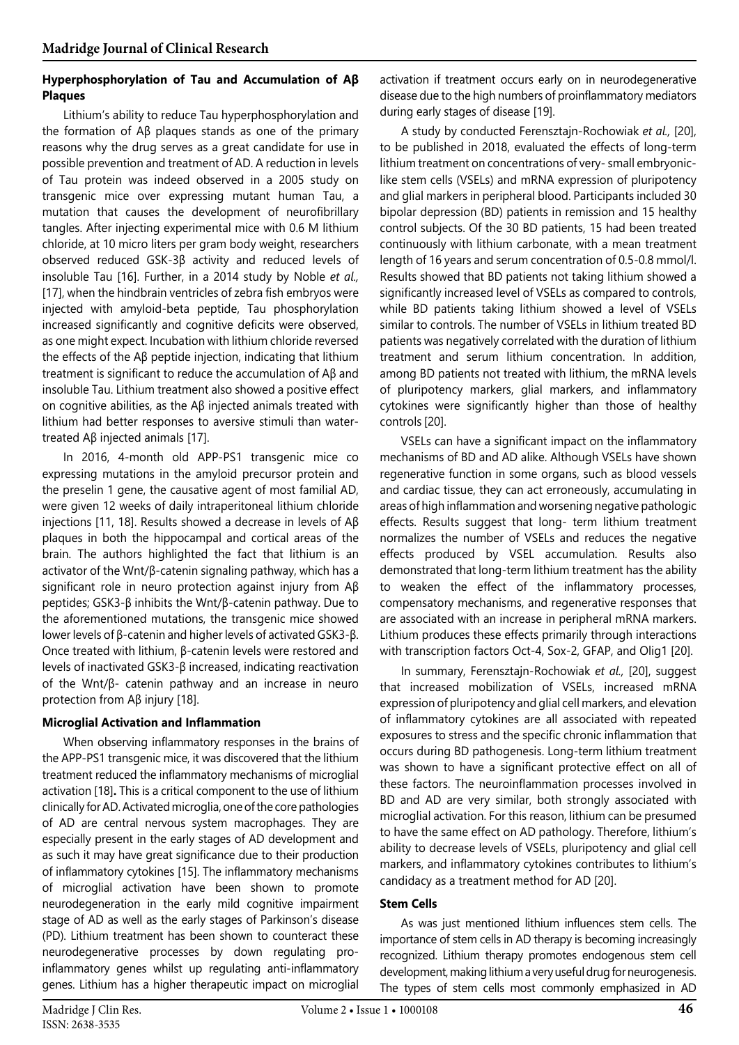### Hyperphosphorylation of Tau and Accumulation of Aβ Plaques

Lithium's ability to reduce Tau hyperphosphorylation and the formation of Aβ plaques stands as one of the primary reasons why the drug serves as a great candidate for use in possible prevention and treatment of AD. A reduction in levels of Tau protein was indeed observed in a 2005 study on transgenic mice over expressing mutant human Tau, a mutation that causes the development of neurofibrillary tangles. After injecting experimental mice with 0.6 M lithium chloride, at 10 micro liters per gram body weight, researchers observed reduced GSK-3β activity and reduced levels of insoluble Tau [16]. Further, in a 2014 study by Noble *et al.,* [17], when the hindbrain ventricles of zebra fish embryos were injected with amyloid-beta peptide, Tau phosphorylation increased significantly and cognitive deficits were observed, as one might expect. Incubation with lithium chloride reversed the effects of the Aβ peptide injection, indicating that lithium treatment is significant to reduce the accumulation of Aβ and insoluble Tau. Lithium treatment also showed a positive effect on cognitive abilities, as the Aβ injected animals treated with lithium had better responses to aversive stimuli than water-treated Aβ injected animals [17].

In 2016, 4-month old APP-PS1 transgenic mice co expressing mutations in the amyloid precursor protein and the preselin 1 gene, the causative agent of most familial AD, were given 12 weeks of daily intraperitoneal lithium chloride injections [11, 18]. Results showed a decrease in levels of Aβ plaques in both the hippocampal and cortical areas of the brain. The authors highlighted the fact that lithium is an activator of the Wnt/β-catenin signaling pathway, which has a significant role in neuro protection against injury from Aβ peptides; GSK3-β inhibits the Wnt/β-catenin pathway. Due to the aforementioned mutations, the transgenic mice showed lower levels of β-catenin and higher levels of activated GSK3-β. Once treated with lithium, β-catenin levels were restored and levels of inactivated GSK3-β increased, indicating reactivation of the Wnt/β- catenin pathway and an increase in neuro protection from Aβ injury [18].

### Microglial Activation and Inflammation

When observing inflammatory responses in the brains of the APP-PS1 transgenic mice, it was discovered that the lithium treatment reduced the inflammatory mechanisms of microglial activation [18]**.** This is a critical component to the use of lithium clinically for AD. Activated microglia, one of the core pathologies of AD are central nervous system macrophages. They are especially present in the early stages of AD development and as such it may have great significance due to their production of inflammatory cytokines [15]. The inflammatory mechanisms of microglial activation have been shown to promote neurodegeneration in the early mild cognitive impairment stage of AD as well as the early stages of Parkinson's disease (PD). Lithium treatment has been shown to counteract these neurodegenerative processes by down regulating pro-inflammatory genes whilst up regulating anti-inflammatory genes. Lithium has a higher therapeutic impact on microglial activation if treatment occurs early on in neurodegenerative disease due to the high numbers of proinflammatory mediators during early stages of disease [19].

A study by conducted Ferensztajn-Rochowiak *et al.,* [20], to be published in 2018, evaluated the effects of long-term lithium treatment on concentrations of very- small embryonic-like stem cells (VSELs) and mRNA expression of pluripotency and glial markers in peripheral blood. Participants included 30 bipolar depression (BD) patients in remission and 15 healthy control subjects. Of the 30 BD patients, 15 had been treated continuously with lithium carbonate, with a mean treatment length of 16 years and serum concentration of 0.5-0.8 mmol/l. Results showed that BD patients not taking lithium showed a significantly increased level of VSELs as compared to controls, while BD patients taking lithium showed a level of VSELs similar to controls. The number of VSELs in lithium treated BD patients was negatively correlated with the duration of lithium treatment and serum lithium concentration. In addition, among BD patients not treated with lithium, the mRNA levels of pluripotency markers, glial markers, and inflammatory cytokines were significantly higher than those of healthy controls [20].

VSELs can have a significant impact on the inflammatory mechanisms of BD and AD alike. Although VSELs have shown regenerative function in some organs, such as blood vessels and cardiac tissue, they can act erroneously, accumulating in areas of high inflammation and worsening negative pathologic effects. Results suggest that long- term lithium treatment normalizes the number of VSELs and reduces the negative effects produced by VSEL accumulation. Results also demonstrated that long-term lithium treatment has the ability to weaken the effect of the inflammatory processes, compensatory mechanisms, and regenerative responses that are associated with an increase in peripheral mRNA markers. Lithium produces these effects primarily through interactions with transcription factors Oct-4, Sox-2, GFAP, and Olig1 [20].

In summary, Ferensztajn-Rochowiak *et al.,* [20], suggest that increased mobilization of VSELs, increased mRNA expression of pluripotency and glial cell markers, and elevation of inflammatory cytokines are all associated with repeated exposures to stress and the specific chronic inflammation that occurs during BD pathogenesis. Long-term lithium treatment was shown to have a significant protective effect on all of these factors. The neuroinflammation processes involved in BD and AD are very similar, both strongly associated with microglial activation. For this reason, lithium can be presumed to have the same effect on AD pathology. Therefore, lithium's ability to decrease levels of VSELs, pluripotency and glial cell markers, and inflammatory cytokines contributes to lithium's candidacy as a treatment method for AD [20].

### Stem Cells

As was just mentioned lithium influences stem cells. The importance of stem cells in AD therapy is becoming increasingly recognized. Lithium therapy promotes endogenous stem cell development, making lithium a very useful drug for neurogenesis. The types of stem cells most commonly emphasized in AD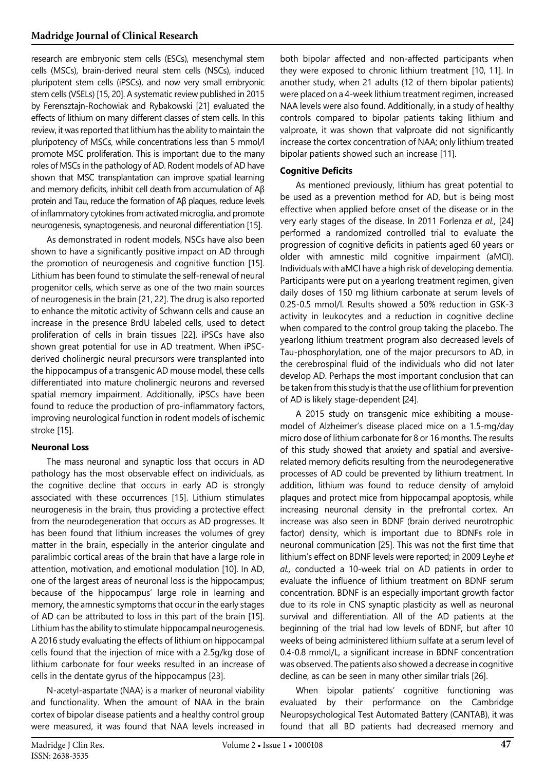research are embryonic stem cells (ESCs), mesenchymal stem cells (MSCs), brain-derived neural stem cells (NSCs), induced pluripotent stem cells (iPSCs), and now very small embryonic stem cells (VSELs) [15, 20]. A systematic review published in 2015 by Ferensztajn-Rochowiak and Rybakowski [21] evaluated the effects of lithium on many different classes of stem cells. In this review, it was reported that lithium has the ability to maintain the pluripotency of MSCs, while concentrations less than 5 mmol/l promote MSC proliferation. This is important due to the many roles of MSCs in the pathology of AD. Rodent models of AD have shown that MSC transplantation can improve spatial learning and memory deficits, inhibit cell death from accumulation of Aβ protein and Tau, reduce the formation of Aβ plaques, reduce levels of inflammatory cytokines from activated microglia, and promote neurogenesis, synaptogenesis, and neuronal differentiation [15].

As demonstrated in rodent models, NSCs have also been shown to have a significantly positive impact on AD through the promotion of neurogenesis and cognitive function [15]. Lithium has been found to stimulate the self-renewal of neural progenitor cells, which serve as one of the two main sources of neurogenesis in the brain [21, 22]. The drug is also reported to enhance the mitotic activity of Schwann cells and cause an increase in the presence BrdU labeled cells, used to detect proliferation of cells in brain tissues [22]. iPSCs have also shown great potential for use in AD treatment. When iPSC-derived cholinergic neural precursors were transplanted into the hippocampus of a transgenic AD mouse model, these cells differentiated into mature cholinergic neurons and reversed spatial memory impairment. Additionally, iPSCs have been found to reduce the production of pro-inflammatory factors, improving neurological function in rodent models of ischemic stroke [15].

**Neuronal Loss**

The mass neuronal and synaptic loss that occurs in AD pathology has the most observable effect on individuals, as the cognitive decline that occurs in early AD is strongly associated with these occurrences [15]. Lithium stimulates neurogenesis in the brain, thus providing a protective effect from the neurodegeneration that occurs as AD progresses. It has been found that lithium increases the volumes of grey matter in the brain, especially in the anterior cingulate and paralimbic cortical areas of the brain that have a large role in attention, motivation, and emotional modulation [10]. In AD, one of the largest areas of neuronal loss is the hippocampus; because of the hippocampus' large role in learning and memory, the amnestic symptoms that occur in the early stages of AD can be attributed to loss in this part of the brain [15]. Lithium has the ability to stimulate hippocampal neurogenesis. A 2016 study evaluating the effects of lithium on hippocampal cells found that the injection of mice with a 2.5g/kg dose of lithium carbonate for four weeks resulted in an increase of cells in the dentate gyrus of the hippocampus [23].

N-acetyl-aspartate (NAA) is a marker of neuronal viability and functionality. When the amount of NAA in the brain cortex of bipolar disease patients and a healthy control group were measured, it was found that NAA levels increased in both bipolar affected and non-affected participants when they were exposed to chronic lithium treatment [10, 11]. In another study, when 21 adults (12 of them bipolar patients) were placed on a 4-week lithium treatment regimen, increased NAA levels were also found. Additionally, in a study of healthy controls compared to bipolar patients taking lithium and valproate, it was shown that valproate did not significantly increase the cortex concentration of NAA; only lithium treated bipolar patients showed such an increase [11].

**Cognitive Deficits**

As mentioned previously, lithium has great potential to be used as a prevention method for AD, but is being most effective when applied before onset of the disease or in the very early stages of the disease. In 2011 Forlenza *et al.,* [24] performed a randomized controlled trial to evaluate the progression of cognitive deficits in patients aged 60 years or older with amnestic mild cognitive impairment (aMCI). Individuals with aMCI have a high risk of developing dementia. Participants were put on a yearlong treatment regimen, given daily doses of 150 mg lithium carbonate at serum levels of 0.25-0.5 mmol/l. Results showed a 50% reduction in GSK-3 activity in leukocytes and a reduction in cognitive decline when compared to the control group taking the placebo. The yearlong lithium treatment program also decreased levels of Tau-phosphorylation, one of the major precursors to AD, in the cerebrospinal fluid of the individuals who did not later develop AD. Perhaps the most important conclusion that can be taken from this study is that the use of lithium for prevention of AD is likely stage-dependent [24].

A 2015 study on transgenic mice exhibiting a mouse-model of Alzheimer's disease placed mice on a 1.5-mg/day micro dose of lithium carbonate for 8 or 16 months. The results of this study showed that anxiety and spatial and aversive-related memory deficits resulting from the neurodegenerative processes of AD could be prevented by lithium treatment. In addition, lithium was found to reduce density of amyloid plaques and protect mice from hippocampal apoptosis, while increasing neuronal density in the prefrontal cortex. An increase was also seen in BDNF (brain derived neurotrophic factor) density, which is important due to BDNFs role in neuronal communication [25]. This was not the first time that lithium's effect on BDNF levels were reported; in 2009 Leyhe *et al.,* conducted a 10-week trial on AD patients in order to evaluate the influence of lithium treatment on BDNF serum concentration. BDNF is an especially important growth factor due to its role in CNS synaptic plasticity as well as neuronal survival and differentiation. All of the AD patients at the beginning of the trial had low levels of BDNF, but after 10 weeks of being administered lithium sulfate at a serum level of 0.4-0.8 mmol/L, a significant increase in BDNF concentration was observed. The patients also showed a decrease in cognitive decline, as can be seen in many other similar trials [26].

When bipolar patients' cognitive functioning was evaluated by their performance on the Cambridge Neuropsychological Test Automated Battery (CANTAB), it was found that all BD patients had decreased memory and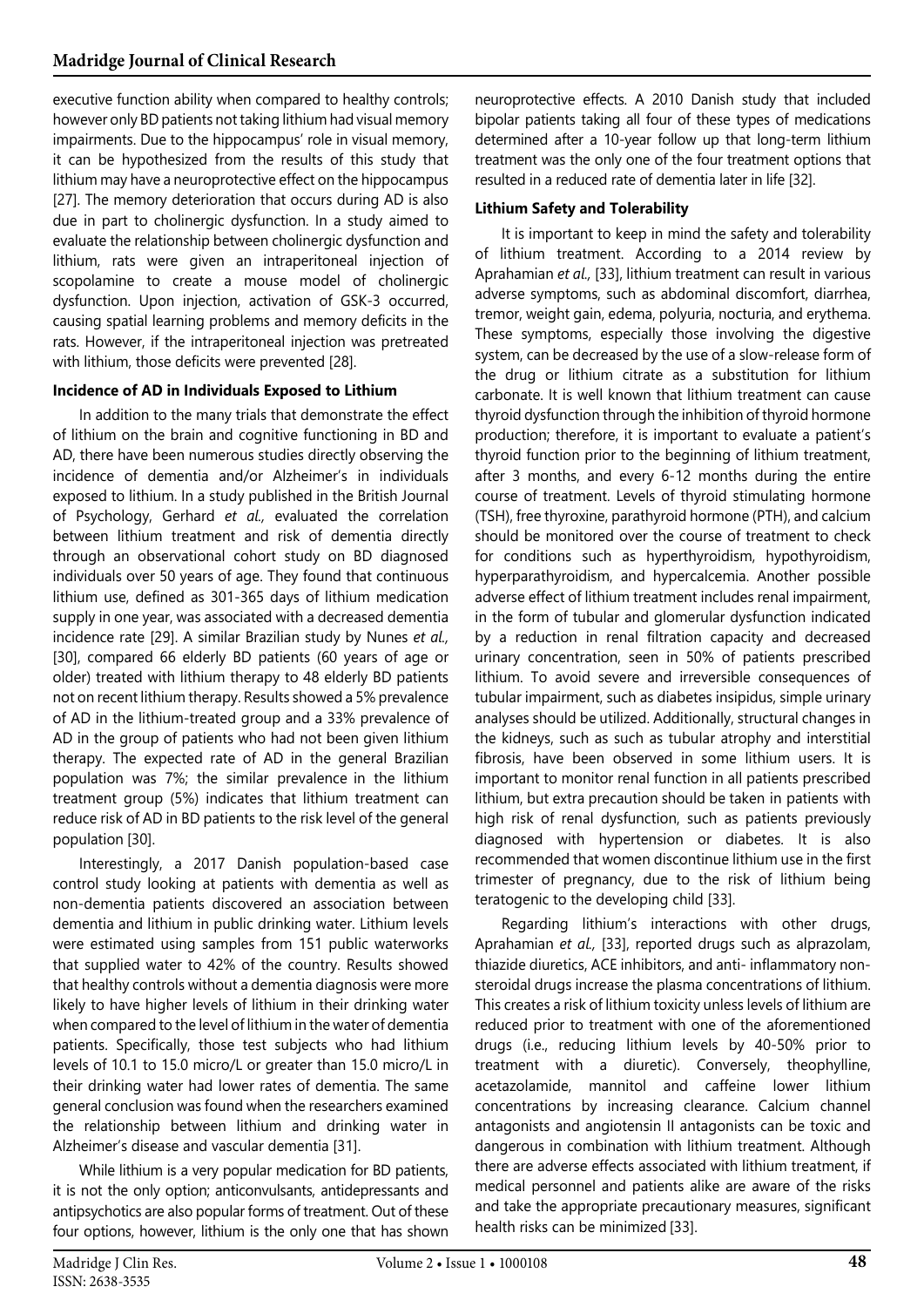executive function ability when compared to healthy controls; however only BD patients not taking lithium had visual memory impairments. Due to the hippocampus' role in visual memory, it can be hypothesized from the results of this study that lithium may have a neuroprotective effect on the hippocampus [27]. The memory deterioration that occurs during AD is also due in part to cholinergic dysfunction. In a study aimed to evaluate the relationship between cholinergic dysfunction and lithium, rats were given an intraperitoneal injection of scopolamine to create a mouse model of cholinergic dysfunction. Upon injection, activation of GSK-3 occurred, causing spatial learning problems and memory deficits in the rats. However, if the intraperitoneal injection was pretreated with lithium, those deficits were prevented [28].

**Incidence of AD in Individuals Exposed to Lithium**

In addition to the many trials that demonstrate the effect of lithium on the brain and cognitive functioning in BD and AD, there have been numerous studies directly observing the incidence of dementia and/or Alzheimer's in individuals exposed to lithium. In a study published in the British Journal of Psychology, Gerhard *et al.,* evaluated the correlation between lithium treatment and risk of dementia directly through an observational cohort study on BD diagnosed individuals over 50 years of age. They found that continuous lithium use, defined as 301-365 days of lithium medication supply in one year, was associated with a decreased dementia incidence rate [29]. A similar Brazilian study by Nunes *et al.,* [30], compared 66 elderly BD patients (60 years of age or older) treated with lithium therapy to 48 elderly BD patients not on recent lithium therapy. Results showed a 5% prevalence of AD in the lithium-treated group and a 33% prevalence of AD in the group of patients who had not been given lithium therapy. The expected rate of AD in the general Brazilian population was 7%; the similar prevalence in the lithium treatment group (5%) indicates that lithium treatment can reduce risk of AD in BD patients to the risk level of the general population [30].

Interestingly, a 2017 Danish population-based case control study looking at patients with dementia as well as non-dementia patients discovered an association between dementia and lithium in public drinking water. Lithium levels were estimated using samples from 151 public waterworks that supplied water to 42% of the country. Results showed that healthy controls without a dementia diagnosis were more likely to have higher levels of lithium in their drinking water when compared to the level of lithium in the water of dementia patients. Specifically, those test subjects who had lithium levels of 10.1 to 15.0 micro/L or greater than 15.0 micro/L in their drinking water had lower rates of dementia. The same general conclusion was found when the researchers examined the relationship between lithium and drinking water in Alzheimer's disease and vascular dementia [31].

While lithium is a very popular medication for BD patients, it is not the only option; anticonvulsants, antidepressants and antipsychotics are also popular forms of treatment. Out of these four options, however, lithium is the only one that has shown neuroprotective effects. A 2010 Danish study that included bipolar patients taking all four of these types of medications determined after a 10-year follow up that long-term lithium treatment was the only one of the four treatment options that resulted in a reduced rate of dementia later in life [32].

**Lithium Safety and Tolerability**

It is important to keep in mind the safety and tolerability of lithium treatment. According to a 2014 review by Aprahamian *et al.,* [33], lithium treatment can result in various adverse symptoms, such as abdominal discomfort, diarrhea, tremor, weight gain, edema, polyuria, nocturia, and erythema. These symptoms, especially those involving the digestive system, can be decreased by the use of a slow-release form of the drug or lithium citrate as a substitution for lithium carbonate. It is well known that lithium treatment can cause thyroid dysfunction through the inhibition of thyroid hormone production; therefore, it is important to evaluate a patient's thyroid function prior to the beginning of lithium treatment, after 3 months, and every 6-12 months during the entire course of treatment. Levels of thyroid stimulating hormone (TSH), free thyroxine, parathyroid hormone (PTH), and calcium should be monitored over the course of treatment to check for conditions such as hyperthyroidism, hypothyroidism, hyperparathyroidism, and hypercalcemia. Another possible adverse effect of lithium treatment includes renal impairment, in the form of tubular and glomerular dysfunction indicated by a reduction in renal filtration capacity and decreased urinary concentration, seen in 50% of patients prescribed lithium. To avoid severe and irreversible consequences of tubular impairment, such as diabetes insipidus, simple urinary analyses should be utilized. Additionally, structural changes in the kidneys, such as such as tubular atrophy and interstitial fibrosis, have been observed in some lithium users. It is important to monitor renal function in all patients prescribed lithium, but extra precaution should be taken in patients with high risk of renal dysfunction, such as patients previously diagnosed with hypertension or diabetes. It is also recommended that women discontinue lithium use in the first trimester of pregnancy, due to the risk of lithium being teratogenic to the developing child [33].

Regarding lithium's interactions with other drugs, Aprahamian *et al.,* [33], reported drugs such as alprazolam, thiazide diuretics, ACE inhibitors, and anti- inflammatory non-steroidal drugs increase the plasma concentrations of lithium. This creates a risk of lithium toxicity unless levels of lithium are reduced prior to treatment with one of the aforementioned drugs (i.e., reducing lithium levels by 40-50% prior to treatment with a diuretic). Conversely, theophylline, acetazolamide, mannitol and caffeine lower lithium concentrations by increasing clearance. Calcium channel antagonists and angiotensin II antagonists can be toxic and dangerous in combination with lithium treatment. Although there are adverse effects associated with lithium treatment, if medical personnel and patients alike are aware of the risks and take the appropriate precautionary measures, significant health risks can be minimized [33].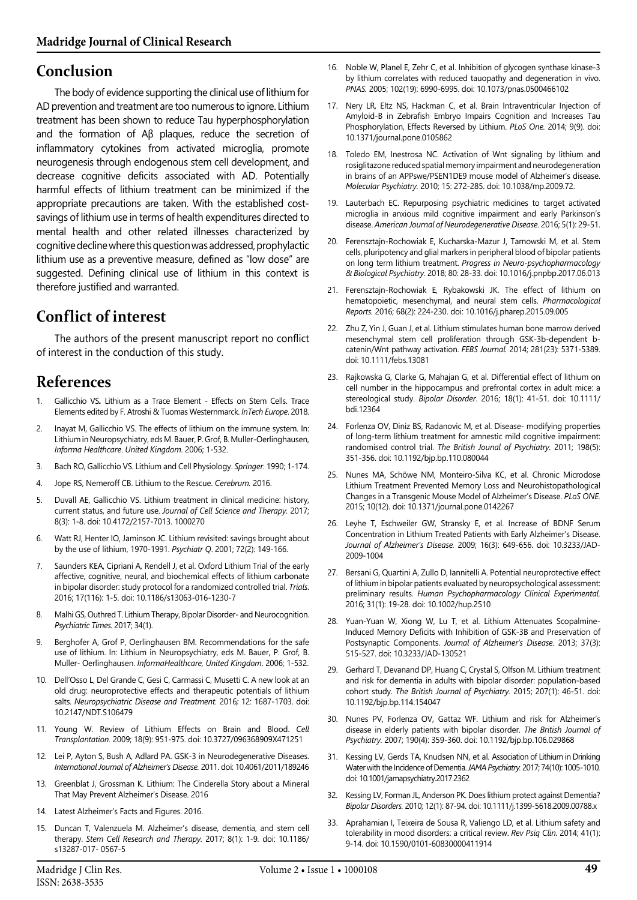## Conclusion

The body of evidence supporting the clinical use of lithium for AD prevention and treatment are too numerous to ignore. Lithium treatment has been shown to reduce Tau hyperphosphorylation and the formation of Aβ plaques, reduce the secretion of inflammatory cytokines from activated microglia, promote neurogenesis through endogenous stem cell development, and decrease cognitive deficits associated with AD. Potentially harmful effects of lithium treatment can be minimized if the appropriate precautions are taken. With the established cost-savings of lithium use in terms of health expenditures directed to mental health and other related illnesses characterized by cognitive decline where this question was addressed, prophylactic lithium use as a preventive measure, defined as "low dose" are suggested. Defining clinical use of lithium in this context is therefore justified and warranted.

## Conflict of interest

The authors of the present manuscript report no conflict of interest in the conduction of this study.

## References

1. Gallicchio VS**.** Lithium as a Trace Element - Effects on Stem Cells. Trace Elements edited by F. Atroshi & Tuomas Westernmarck. *InTech Europe*. 2018.
2. Inayat M, Gallicchio VS. The effects of lithium on the immune system. In: Lithium in Neuropsychiatry, eds M. Bauer, P. Grof, B. Muller-Oerlinghausen, *Informa Healthcare*. *United Kingdom*. 2006; 1-532.
3. Bach RO, Gallicchio VS. Lithium and Cell Physiology. *Springer*. 1990; 1-174.
4. Jope RS, Nemeroff CB. Lithium to the Rescue. *Cerebrum*. 2016.
5. Duvall AE, Gallicchio VS. Lithium treatment in clinical medicine: history, current status, and future use. *Journal of Cell Science and Therapy*. 2017; 8(3): 1-8. doi: 10.4172/2157-7013. 1000270
6. Watt RJ, Henter IO, Jaminson JC. Lithium revisited: savings brought about by the use of lithium, 1970-1991. *Psychiatr Q*. 2001; 72(2): 149-166.
7. Saunders KEA, Cipriani A, Rendell J, et al. Oxford Lithium Trial of the early affective, cognitive, neural, and biochemical effects of lithium carbonate in bipolar disorder: study protocol for a randomized controlled trial. *Trials*. 2016; 17(116): 1-5. doi: 10.1186/s13063-016-1230-7
8. Malhi GS, Outhred T. Lithium Therapy, Bipolar Disorder- and Neurocognition. *Psychiatric Times.* 2017; 34(1).
9. Berghofer A, Grof P, Oerlinghausen BM. Recommendations for the safe use of lithium. In: Lithium in Neuropsychiatry, eds M. Bauer, P. Grof, B. Muller- Oerlinghausen. *InformaHealthcare, United Kingdom*. 2006; 1-532.
10. Dell'Osso L, Del Grande C, Gesi C, Carmassi C, Musetti C. A new look at an old drug: neuroprotective effects and therapeutic potentials of lithium salts. *Neuropsychiatric Disease and Treatment.* 2016*;* 12: 1687-1703. doi: 10.2147/NDT.S106479
11. Young W. Review of Lithium Effects on Brain and Blood. *Cell Transplantation.* 2009; 18(9): 951-975. doi: 10.3727/096368909X471251
12. Lei P, Ayton S, Bush A, Adlard PA. GSK-3 in Neurodegenerative Diseases. *International Journal of Alzheimer's Disease.* 2011. doi: 10.4061/2011/189246
13. Greenblat J, Grossman K. Lithium: The Cinderella Story about a Mineral That May Prevent Alzheimer's Disease. 2016
14. Latest Alzheimer's Facts and Figures. 2016.
15. Duncan T, Valenzuela M. Alzheimer's disease, dementia, and stem cell therapy. *Stem Cell Research and Therapy.* 2017; 8(1): 1-9. doi: 10.1186/ s13287-017- 0567-5
16. Noble W, Planel E, Zehr C, et al. Inhibition of glycogen synthase kinase-3 by lithium correlates with reduced tauopathy and degeneration in vivo. *PNAS.* 2005; 102(19): 6990-6995. doi: 10.1073/pnas.0500466102
17. Nery LR, Eltz NS, Hackman C, et al. Brain Intraventricular Injection of Amyloid-B in Zebrafish Embryo Impairs Cognition and Increases Tau Phosphorylation, Effects Reversed by Lithium. *PLoS One.* 2014; 9(9). doi: 10.1371/journal.pone.0105862
18. Toledo EM, Inestrosa NC. Activation of Wnt signaling by lithium and rosiglitazone reduced spatial memory impairment and neurodegeneration in brains of an APPswe/PSEN1DE9 mouse model of Alzheimer's disease. *Molecular Psychiatry.* 2010; 15: 272-285. doi: 10.1038/mp.2009.72.
19. Lauterbach EC. Repurposing psychiatric medicines to target activated microglia in anxious mild cognitive impairment and early Parkinson's disease. *American Journal of Neurodegenerative Disease.* 2016; 5(1): 29-51.
20. Ferensztajn-Rochowiak E, Kucharska-Mazur J, Tarnowski M, et al. Stem cells, pluripotency and glial markers in peripheral blood of bipolar patients on long term lithium treatment. *Progress in Neuro-psychopharmacology & Biological Psychiatry.* 2018; 80: 28-33. doi: 10.1016/j.pnpbp.2017.06.013
21. Ferensztajn-Rochowiak E, Rybakowski JK. The effect of lithium on hematopoietic, mesenchymal, and neural stem cells. *Pharmacological Reports.* 2016; 68(2): 224-230. doi: 10.1016/j.pharep.2015.09.005
22. Zhu Z, Yin J, Guan J, et al. Lithium stimulates human bone marrow derived mesenchymal stem cell proliferation through GSK-3b-dependent b-catenin/Wnt pathway activation. *FEBS Journal.* 2014; 281(23): 5371-5389. doi: 10.1111/febs.13081
23. Rajkowska G, Clarke G, Mahajan G, et al. Differential effect of lithium on cell number in the hippocampus and prefrontal cortex in adult mice: a stereological study. *Bipolar Disorder*. 2016; 18(1): 41-51. doi: 10.1111/ bdi.12364
24. Forlenza OV, Diniz BS, Radanovic M, et al. Disease- modifying properties of long-term lithium treatment for amnestic mild cognitive impairment: randomised control trial. *The British Jounal of Psychiatry.* 2011; 198(5): 351-356. doi: 10.1192/bjp.bp.110.080044
25. Nunes MA, Schöwe NM, Monteiro-Silva KC, et al. Chronic Microdose Lithium Treatment Prevented Memory Loss and Neurohistopathological Changes in a Transgenic Mouse Model of Alzheimer's Disease. *PLoS ONE.* 2015; 10(12). doi: 10.1371/journal.pone.0142267
26. Leyhe T, Eschweiler GW, Stransky E, et al. Increase of BDNF Serum Concentration in Lithium Treated Patients with Early Alzheimer's Disease. *Journal of Alzheimer's Disease.* 2009; 16(3): 649-656. doi: 10.3233/JAD-2009-1004
27. Bersani G, Quartini A, Zullo D, Iannitelli A. Potential neuroprotective effect of lithium in bipolar patients evaluated by neuropsychological assessment: preliminary results. *Human Psychopharmacology Clinical Experimental.* 2016; 31(1): 19-28. doi: 10.1002/hup.2510
28. Yuan-Yuan W, Xiong W, Lu T, et al. Lithium Attenuates Scopalmine-Induced Memory Deficits with Inhibition of GSK-3B and Preservation of Postsynaptic Components. *Journal of Alzheimer's Disease.* 2013; 37(3): 515-527. doi: 10.3233/JAD-130521
29. Gerhard T, Devanand DP, Huang C, Crystal S, Olfson M. Lithium treatment and risk for dementia in adults with bipolar disorder: population-based cohort study. *The British Journal of Psychiatry.* 2015; 207(1): 46-51. doi: 10.1192/bjp.bp.114.154047
30. Nunes PV, Forlenza OV, Gattaz WF. Lithium and risk for Alzheimer's disease in elderly patients with bipolar disorder. *The British Journal of Psychiatry.* 2007; 190(4): 359-360. doi: 10.1192/bjp.bp.106.029868
31. Kessing LV, Gerds TA, Knudsen NN, et al. Association of Lithium in Drinking Water with the Incidence of Dementia. *JAMA Psychiatry.* 2017; 74(10): 1005-1010. doi: 10.1001/jamapsychiatry.2017.2362
32. Kessing LV, Forman JL, Anderson PK. Does lithium protect against Dementia? *Bipolar Disorders.* 2010; 12(1): 87-94. doi: 10.1111/j.1399-5618.2009.00788.x
33. Aprahamian I, Teixeira de Sousa R, Valiengo LD, et al. Lithium safety and tolerability in mood disorders: a critical review. *Rev Psiq Clin.* 2014; 41(1): 9-14. doi: 10.1590/0101-60830000411914